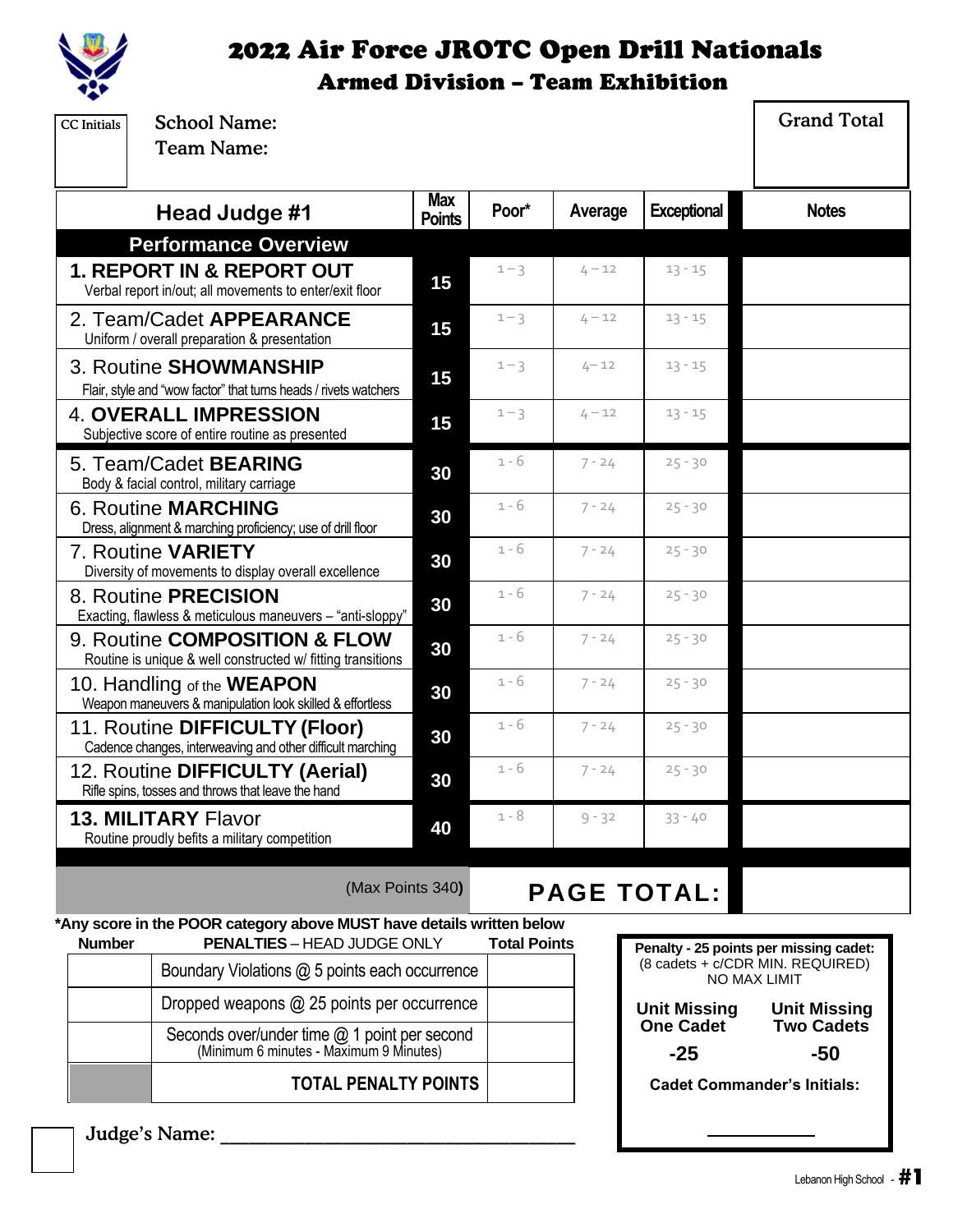# 2022 Air Force JROTC Open Drill Nationals

## Armed Division – Team Exhibition

CC Initials

School Name:

Team Name:

Grand Total

| Head Judge #1 | Max Points | Poor* | Average | Exceptional | Notes |
|---|---|---|---|---|---|
| **Performance Overview** | | | | | |
| **1. REPORT IN & REPORT OUT** Verbal report in/out; all movements to enter/exit floor | 15 | 1 – 3 | 4 – 12 | 13 - 15 | |
| 2. Team/Cadet **APPEARANCE** Uniform / overall preparation & presentation | 15 | 1 – 3 | 4 – 12 | 13 - 15 | |
| 3. Routine **SHOWMANSHIP** Flair, style and "wow factor" that turns heads / rivets watchers | 15 | 1 – 3 | 4 – 12 | 13 - 15 | |
| 4. **OVERALL IMPRESSION** Subjective score of entire routine as presented | 15 | 1 – 3 | 4 – 12 | 13 - 15 | |
| 5. Team/Cadet **BEARING** Body & facial control, military carriage | 30 | 1 - 6 | 7 - 24 | 25 - 30 | |
| 6. Routine **MARCHING** Dress, alignment & marching proficiency; use of drill floor | 30 | 1 - 6 | 7 - 24 | 25 - 30 | |
| 7. Routine **VARIETY** Diversity of movements to display overall excellence | 30 | 1 - 6 | 7 - 24 | 25 - 30 | |
| 8. Routine **PRECISION** Exacting, flawless & meticulous maneuvers – "anti-sloppy" | 30 | 1 - 6 | 7 - 24 | 25 - 30 | |
| 9. Routine **COMPOSITION & FLOW** Routine is unique & well constructed w/ fitting transitions | 30 | 1 - 6 | 7 - 24 | 25 - 30 | |
| 10. Handling of the **WEAPON** Weapon maneuvers & manipulation look skilled & effortless | 30 | 1 - 6 | 7 - 24 | 25 - 30 | |
| 11. Routine **DIFFICULTY (Floor)** Cadence changes, interweaving and other difficult marching | 30 | 1 - 6 | 7 - 24 | 25 - 30 | |
| 12. Routine **DIFFICULTY (Aerial)** Rifle spins, tosses and throws that leave the hand | 30 | 1 - 6 | 7 - 24 | 25 - 30 | |
| **13. MILITARY** Flavor Routine proudly befits a military competition | 40 | 1 - 8 | 9 - 32 | 33 - 40 | |
| (Max Points 340) | | **PAGE TOTAL:** | | | |

***Any score in the POOR category above MUST have details written below**

| Number | PENALTIES – HEAD JUDGE ONLY | Total Points |
|---|---|---|
| | Boundary Violations @ 5 points each occurrence | |
| | Dropped weapons @ 25 points per occurrence | |
| | Seconds over/under time @ 1 point per second (Minimum 6 minutes - Maximum 9 Minutes) | |
| | **TOTAL PENALTY POINTS** | |

**Penalty - 25 points per missing cadet:**
(8 cadets + c/CDR MIN. REQUIRED)
NO MAX LIMIT

| Unit Missing One Cadet | Unit Missing Two Cadets |
|---|---|
| -25 | -50 |

**Cadet Commander's Initials:** __________

Judge's Name: ____________________________

Lebanon High School - **#1**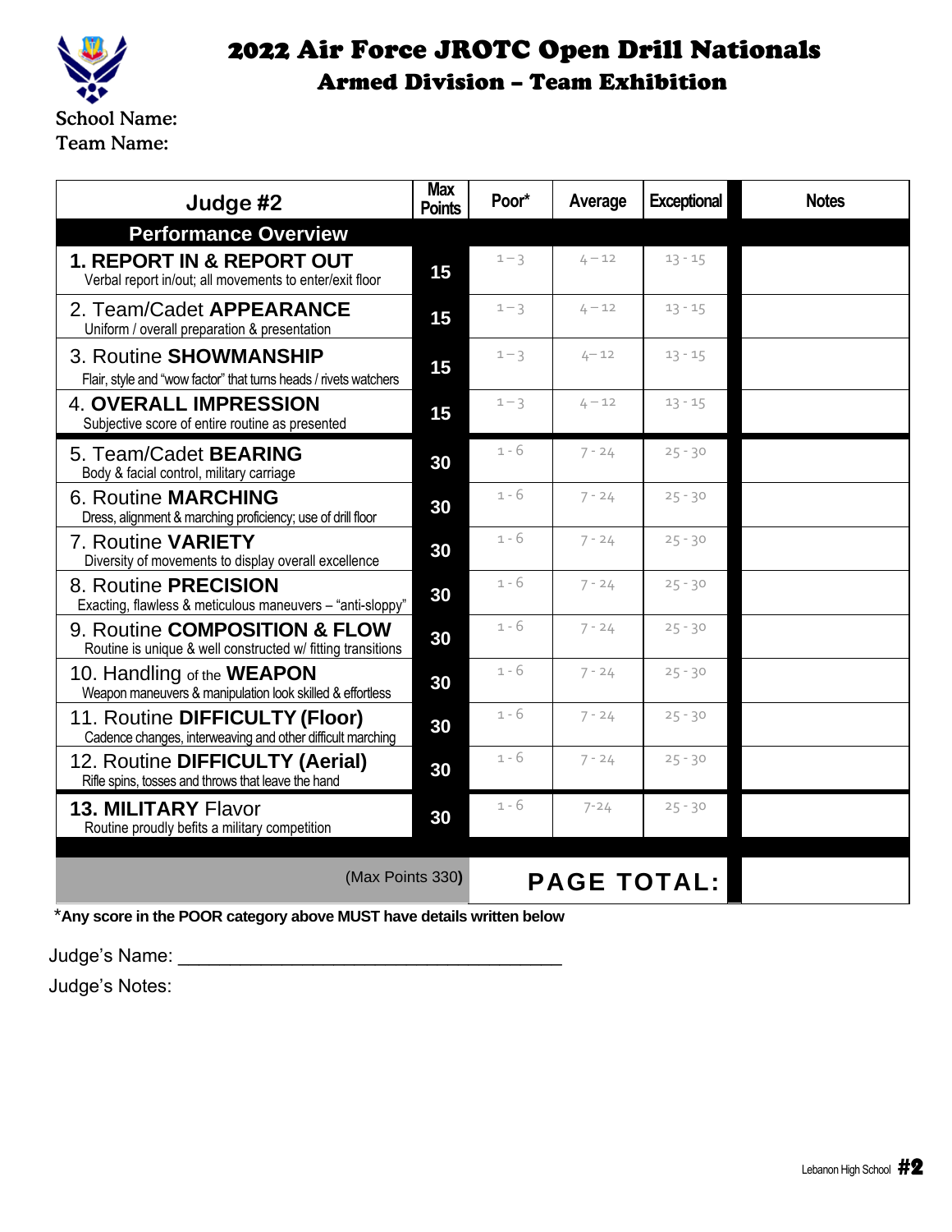# 2022 Air Force JROTC Open Drill Nationals

## Armed Division – Team Exhibition

School Name:

Team Name:

| Judge #2 | Max Points | Poor* | Average | Exceptional | Notes |
|---|---|---|---|---|---|
| **Performance Overview** | | | | | |
| **1. REPORT IN & REPORT OUT** Verbal report in/out; all movements to enter/exit floor | 15 | 1 – 3 | 4 – 12 | 13 - 15 | |
| 2. Team/Cadet **APPEARANCE** Uniform / overall preparation & presentation | 15 | 1 – 3 | 4 – 12 | 13 - 15 | |
| 3. Routine **SHOWMANSHIP** Flair, style and "wow factor" that turns heads / rivets watchers | 15 | 1 – 3 | 4 – 12 | 13 - 15 | |
| 4. **OVERALL IMPRESSION** Subjective score of entire routine as presented | 15 | 1 – 3 | 4 – 12 | 13 - 15 | |
| 5. Team/Cadet **BEARING** Body & facial control, military carriage | 30 | 1 - 6 | 7 - 24 | 25 - 30 | |
| 6. Routine **MARCHING** Dress, alignment & marching proficiency; use of drill floor | 30 | 1 - 6 | 7 - 24 | 25 - 30 | |
| 7. Routine **VARIETY** Diversity of movements to display overall excellence | 30 | 1 - 6 | 7 - 24 | 25 - 30 | |
| 8. Routine **PRECISION** Exacting, flawless & meticulous maneuvers – "anti-sloppy" | 30 | 1 - 6 | 7 - 24 | 25 - 30 | |
| 9. Routine **COMPOSITION & FLOW** Routine is unique & well constructed w/ fitting transitions | 30 | 1 - 6 | 7 - 24 | 25 - 30 | |
| 10. Handling of the **WEAPON** Weapon maneuvers & manipulation look skilled & effortless | 30 | 1 - 6 | 7 - 24 | 25 - 30 | |
| 11. Routine **DIFFICULTY (Floor)** Cadence changes, interweaving and other difficult marching | 30 | 1 - 6 | 7 - 24 | 25 - 30 | |
| 12. Routine **DIFFICULTY (Aerial)** Rifle spins, tosses and throws that leave the hand | 30 | 1 - 6 | 7 - 24 | 25 - 30 | |
| **13. MILITARY** Flavor Routine proudly befits a military competition | 30 | 1 - 6 | 7-24 | 25 - 30 | |
| (Max Points 330) | | **PAGE TOTAL:** | | | |

***Any score in the POOR category above MUST have details written below**

Judge's Name: ____________________________________

Judge's Notes: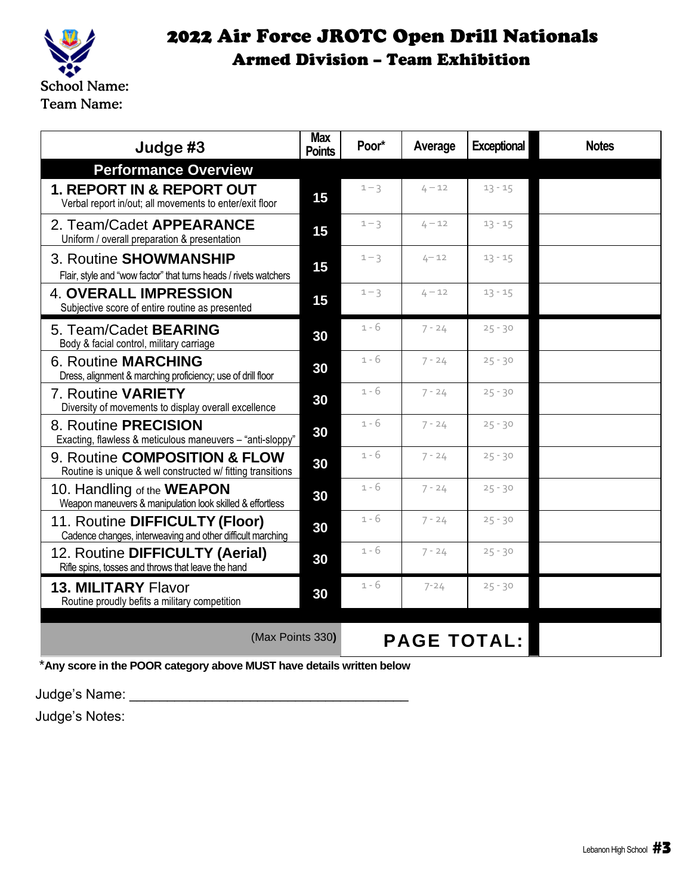# 2022 Air Force JROTC Open Drill Nationals

## Armed Division – Team Exhibition

School Name:

Team Name:

| Judge #3 | Max Points | Poor* | Average | Exceptional | Notes |
|---|---|---|---|---|---|
| **Performance Overview** | | | | | |
| **1. REPORT IN & REPORT OUT** Verbal report in/out; all movements to enter/exit floor | 15 | 1 – 3 | 4 – 12 | 13 - 15 | |
| 2. Team/Cadet **APPEARANCE** Uniform / overall preparation & presentation | 15 | 1 – 3 | 4 – 12 | 13 - 15 | |
| 3. Routine **SHOWMANSHIP** Flair, style and "wow factor" that turns heads / rivets watchers | 15 | 1 – 3 | 4 – 12 | 13 - 15 | |
| 4. **OVERALL IMPRESSION** Subjective score of entire routine as presented | 15 | 1 – 3 | 4 – 12 | 13 - 15 | |
| 5. Team/Cadet **BEARING** Body & facial control, military carriage | 30 | 1 - 6 | 7 - 24 | 25 - 30 | |
| 6. Routine **MARCHING** Dress, alignment & marching proficiency; use of drill floor | 30 | 1 - 6 | 7 - 24 | 25 - 30 | |
| 7. Routine **VARIETY** Diversity of movements to display overall excellence | 30 | 1 - 6 | 7 - 24 | 25 - 30 | |
| 8. Routine **PRECISION** Exacting, flawless & meticulous maneuvers – "anti-sloppy" | 30 | 1 - 6 | 7 - 24 | 25 - 30 | |
| 9. Routine **COMPOSITION & FLOW** Routine is unique & well constructed w/ fitting transitions | 30 | 1 - 6 | 7 - 24 | 25 - 30 | |
| 10. Handling of the **WEAPON** Weapon maneuvers & manipulation look skilled & effortless | 30 | 1 - 6 | 7 - 24 | 25 - 30 | |
| 11. Routine **DIFFICULTY (Floor)** Cadence changes, interweaving and other difficult marching | 30 | 1 - 6 | 7 - 24 | 25 - 30 | |
| 12. Routine **DIFFICULTY (Aerial)** Rifle spins, tosses and throws that leave the hand | 30 | 1 - 6 | 7 - 24 | 25 - 30 | |
| **13. MILITARY** Flavor Routine proudly befits a military competition | 30 | 1 - 6 | 7-24 | 25 - 30 | |
| (Max Points 330) | | **PAGE TOTAL:** | | | |

***Any score in the POOR category above MUST have details written below**

Judge's Name: ____________________________________

Judge's Notes:

Lebanon High School **#3**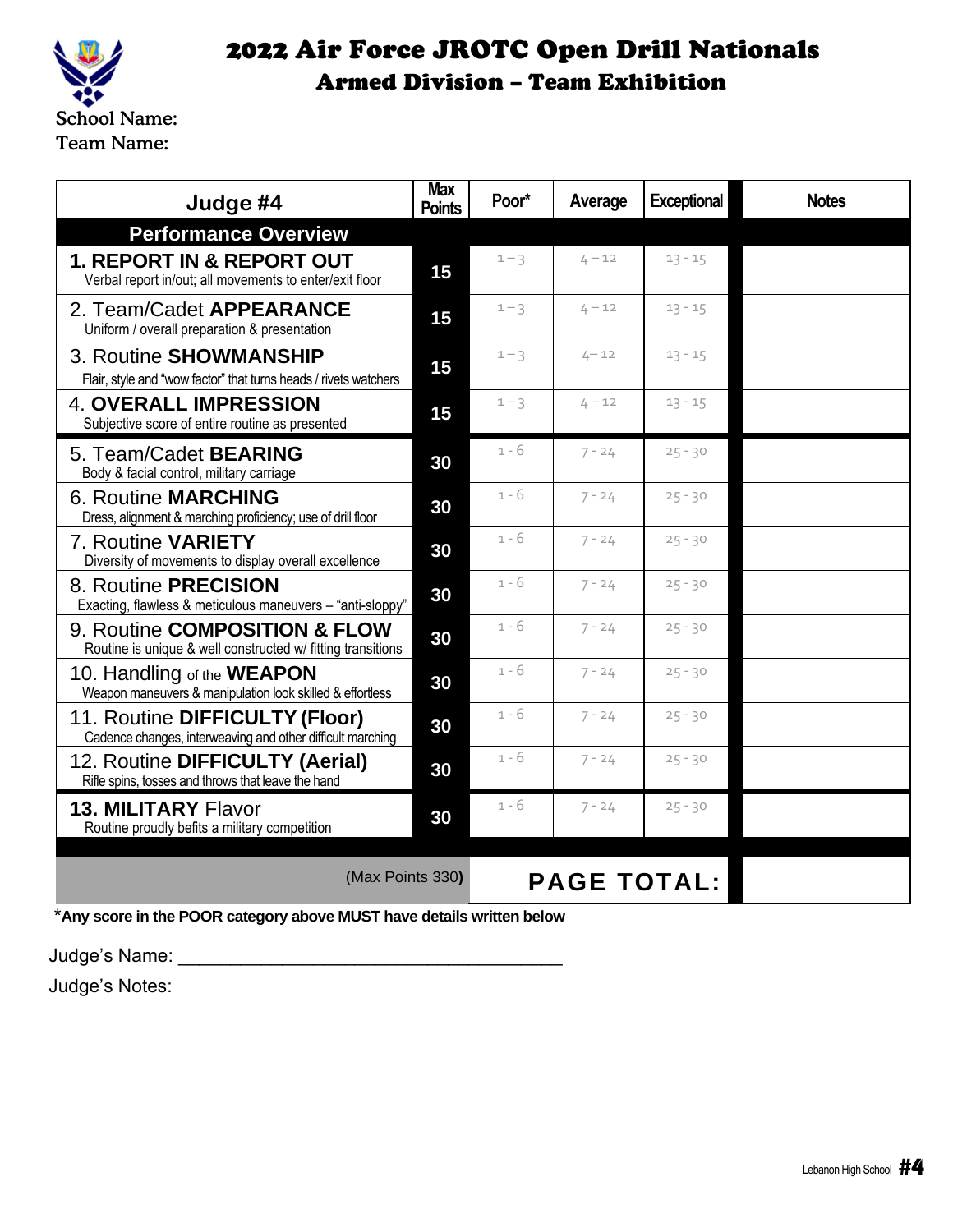# 2022 Air Force JROTC Open Drill Nationals

## Armed Division – Team Exhibition

School Name:

Team Name:

| Judge #4 | Max Points | Poor* | Average | Exceptional | Notes |
|---|---|---|---|---|---|
| **Performance Overview** | | | | | |
| **1. REPORT IN & REPORT OUT** Verbal report in/out; all movements to enter/exit floor | 15 | 1 – 3 | 4 – 12 | 13 - 15 | |
| 2. Team/Cadet **APPEARANCE** Uniform / overall preparation & presentation | 15 | 1 – 3 | 4 – 12 | 13 - 15 | |
| 3. Routine **SHOWMANSHIP** Flair, style and "wow factor" that turns heads / rivets watchers | 15 | 1 – 3 | 4 – 12 | 13 - 15 | |
| 4. **OVERALL IMPRESSION** Subjective score of entire routine as presented | 15 | 1 – 3 | 4 – 12 | 13 - 15 | |
| 5. Team/Cadet **BEARING** Body & facial control, military carriage | 30 | 1 - 6 | 7 - 24 | 25 - 30 | |
| 6. Routine **MARCHING** Dress, alignment & marching proficiency; use of drill floor | 30 | 1 - 6 | 7 - 24 | 25 - 30 | |
| 7. Routine **VARIETY** Diversity of movements to display overall excellence | 30 | 1 - 6 | 7 - 24 | 25 - 30 | |
| 8. Routine **PRECISION** Exacting, flawless & meticulous maneuvers – "anti-sloppy" | 30 | 1 - 6 | 7 - 24 | 25 - 30 | |
| 9. Routine **COMPOSITION & FLOW** Routine is unique & well constructed w/ fitting transitions | 30 | 1 - 6 | 7 - 24 | 25 - 30 | |
| 10. Handling of the **WEAPON** Weapon maneuvers & manipulation look skilled & effortless | 30 | 1 - 6 | 7 - 24 | 25 - 30 | |
| 11. Routine **DIFFICULTY (Floor)** Cadence changes, interweaving and other difficult marching | 30 | 1 - 6 | 7 - 24 | 25 - 30 | |
| 12. Routine **DIFFICULTY (Aerial)** Rifle spins, tosses and throws that leave the hand | 30 | 1 - 6 | 7 - 24 | 25 - 30 | |
| **13. MILITARY** Flavor Routine proudly befits a military competition | 30 | 1 - 6 | 7 - 24 | 25 - 30 | |
| (Max Points 330) | | **PAGE TOTAL:** | | | |

*__Any score in the POOR category above MUST have details written below__

Judge's Name: ______________________________________

Judge's Notes:

Lebanon High School **#4**